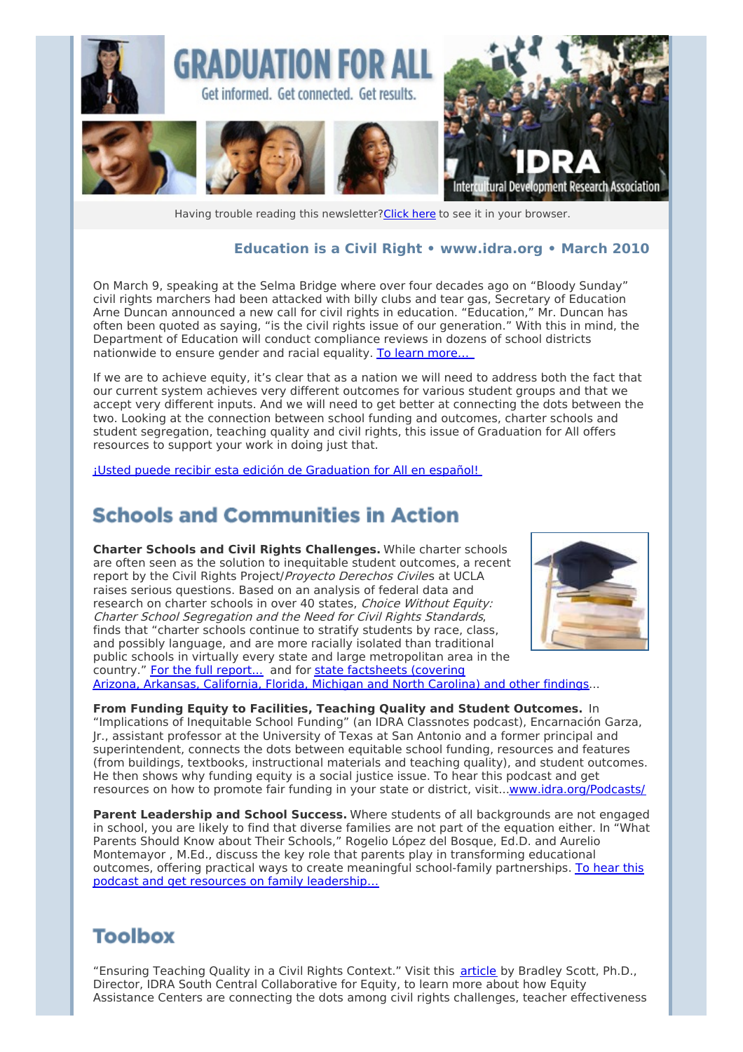# GRADUATION FOR ALL

Get informed. Get connected. Get results.

IDRA Intercultural Development Research Association

Having trouble reading this newsletter? Click here to see it in your browser.

**Education is a Civil Right • www.idra.org • March 2010**

On March 9, speaking at the Selma Bridge where over four decades ago on "Bloody Sunday" civil rights marchers had been attacked with billy clubs and tear gas, Secretary of Education Arne Duncan announced a new call for civil rights in education. "Education," Mr. Duncan has often been quoted as saying, "is the civil rights issue of our generation." With this in mind, the Department of Education will conduct compliance reviews in dozens of school districts nationwide to ensure gender and racial equality. To learn more...

If we are to achieve equity, it's clear that as a nation we will need to address both the fact that our current system achieves very different outcomes for various student groups and that we accept very different inputs. And we will need to get better at connecting the dots between the two. Looking at the connection between school funding and outcomes, charter schools and student segregation, teaching quality and civil rights, this issue of Graduation for All offers resources to support your work in doing just that.

¡Usted puede recibir esta edición de Graduation for All en español!

## Schools and Communities in Action

**Charter Schools and Civil Rights Challenges.** While charter schools are often seen as the solution to inequitable student outcomes, a recent report by the Civil Rights Project/*Proyecto Derechos Civiles* at UCLA raises serious questions. Based on an analysis of federal data and research on charter schools in over 40 states, *Choice Without Equity: Charter School Segregation and the Need for Civil Rights Standards*, finds that "charter schools continue to stratify students by race, class, and possibly language, and are more racially isolated than traditional public schools in virtually every state and large metropolitan area in the country." For the full report... and for state factsheets (covering Arizona, Arkansas, California, Florida, Michigan and North Carolina) and other findings...

**From Funding Equity to Facilities, Teaching Quality and Student Outcomes.** In "Implications of Inequitable School Funding" (an IDRA Classnotes podcast), Encarnación Garza, Jr., assistant professor at the University of Texas at San Antonio and a former principal and superintendent, connects the dots between equitable school funding, resources and features (from buildings, textbooks, instructional materials and teaching quality), and student outcomes. He then shows why funding equity is a social justice issue. To hear this podcast and get resources on how to promote fair funding in your state or district, visit...www.idra.org/Podcasts/

**Parent Leadership and School Success.** Where students of all backgrounds are not engaged in school, you are likely to find that diverse families are not part of the equation either. In "What Parents Should Know about Their Schools," Rogelio López del Bosque, Ed.D. and Aurelio Montemayor , M.Ed., discuss the key role that parents play in transforming educational outcomes, offering practical ways to create meaningful school-family partnerships. To hear this podcast and get resources on family leadership...

## Toolbox

"Ensuring Teaching Quality in a Civil Rights Context." Visit this article by Bradley Scott, Ph.D., Director, IDRA South Central Collaborative for Equity, to learn more about how Equity Assistance Centers are connecting the dots among civil rights challenges, teacher effectiveness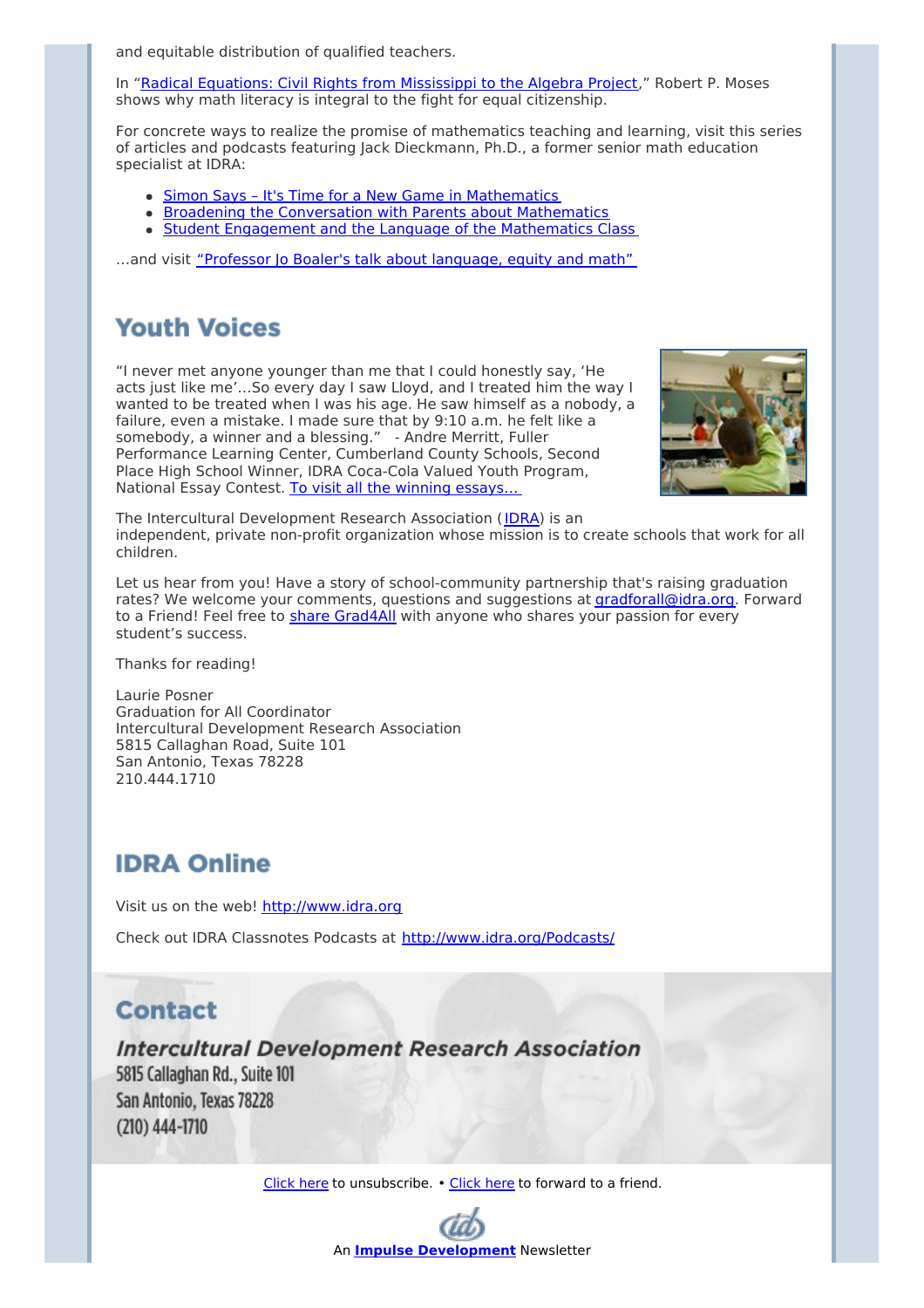and equitable distribution of qualified teachers.

In "Radical Equations: Civil Rights from Mississippi to the Algebra Project," Robert P. Moses shows why math literacy is integral to the fight for equal citizenship.

For concrete ways to realize the promise of mathematics teaching and learning, visit this series of articles and podcasts featuring Jack Dieckmann, Ph.D., a former senior math education specialist at IDRA:

- Simon Says – It's Time for a New Game in Mathematics
- Broadening the Conversation with Parents about Mathematics
- Student Engagement and the Language of the Mathematics Class

...and visit "Professor Jo Boaler's talk about language, equity and math"

## Youth Voices

"I never met anyone younger than me that I could honestly say, 'He acts just like me'...So every day I saw Lloyd, and I treated him the way I wanted to be treated when I was his age. He saw himself as a nobody, a failure, even a mistake. I made sure that by 9:10 a.m. he felt like a somebody, a winner and a blessing." - Andre Merritt, Fuller Performance Learning Center, Cumberland County Schools, Second Place High School Winner, IDRA Coca-Cola Valued Youth Program, National Essay Contest. To visit all the winning essays...

The Intercultural Development Research Association (IDRA) is an independent, private non-profit organization whose mission is to create schools that work for all children.

Let us hear from you! Have a story of school-community partnership that's raising graduation rates? We welcome your comments, questions and suggestions at gradforall@idra.org. Forward to a Friend! Feel free to share Grad4All with anyone who shares your passion for every student's success.

Thanks for reading!

Laurie Posner
Graduation for All Coordinator
Intercultural Development Research Association
5815 Callaghan Road, Suite 101
San Antonio, Texas 78228
210.444.1710

## IDRA Online

Visit us on the web! http://www.idra.org

Check out IDRA Classnotes Podcasts at http://www.idra.org/Podcasts/

## Contact

***Intercultural Development Research Association***
5815 Callaghan Rd., Suite 101
San Antonio, Texas 78228
(210) 444-1710

Click here to unsubscribe. • Click here to forward to a friend.

An **Impulse Development** Newsletter